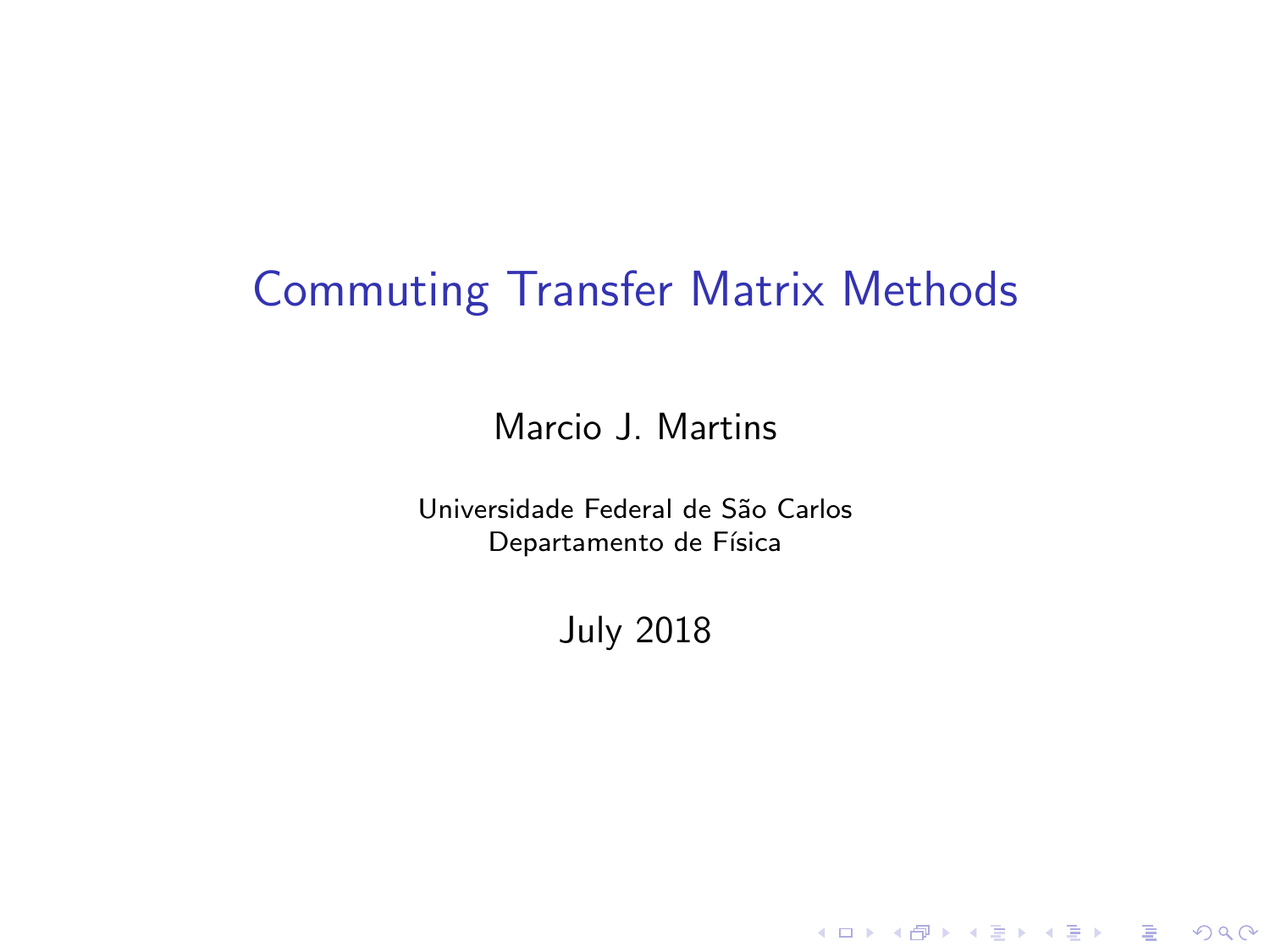# Commuting Transfer Matrix Methods

Marcio J. Martins

Universidade Federal de São Carlos
Departamento de Física

July 2018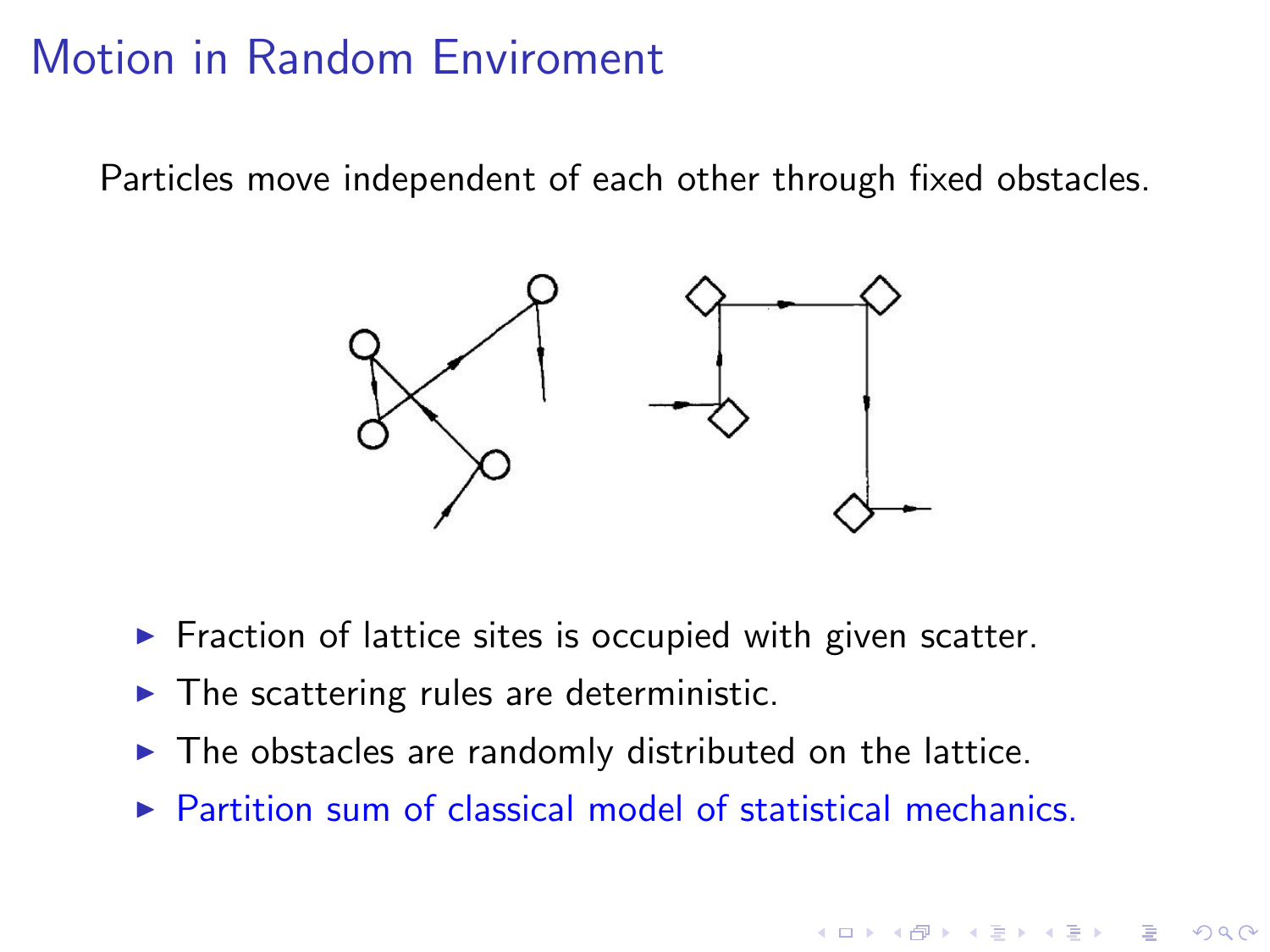# Motion in Random Enviroment

Particles move independent of each other through fixed obstacles.

- Fraction of lattice sites is occupied with given scatter.
- The scattering rules are deterministic.
- The obstacles are randomly distributed on the lattice.
- Partition sum of classical model of statistical mechanics.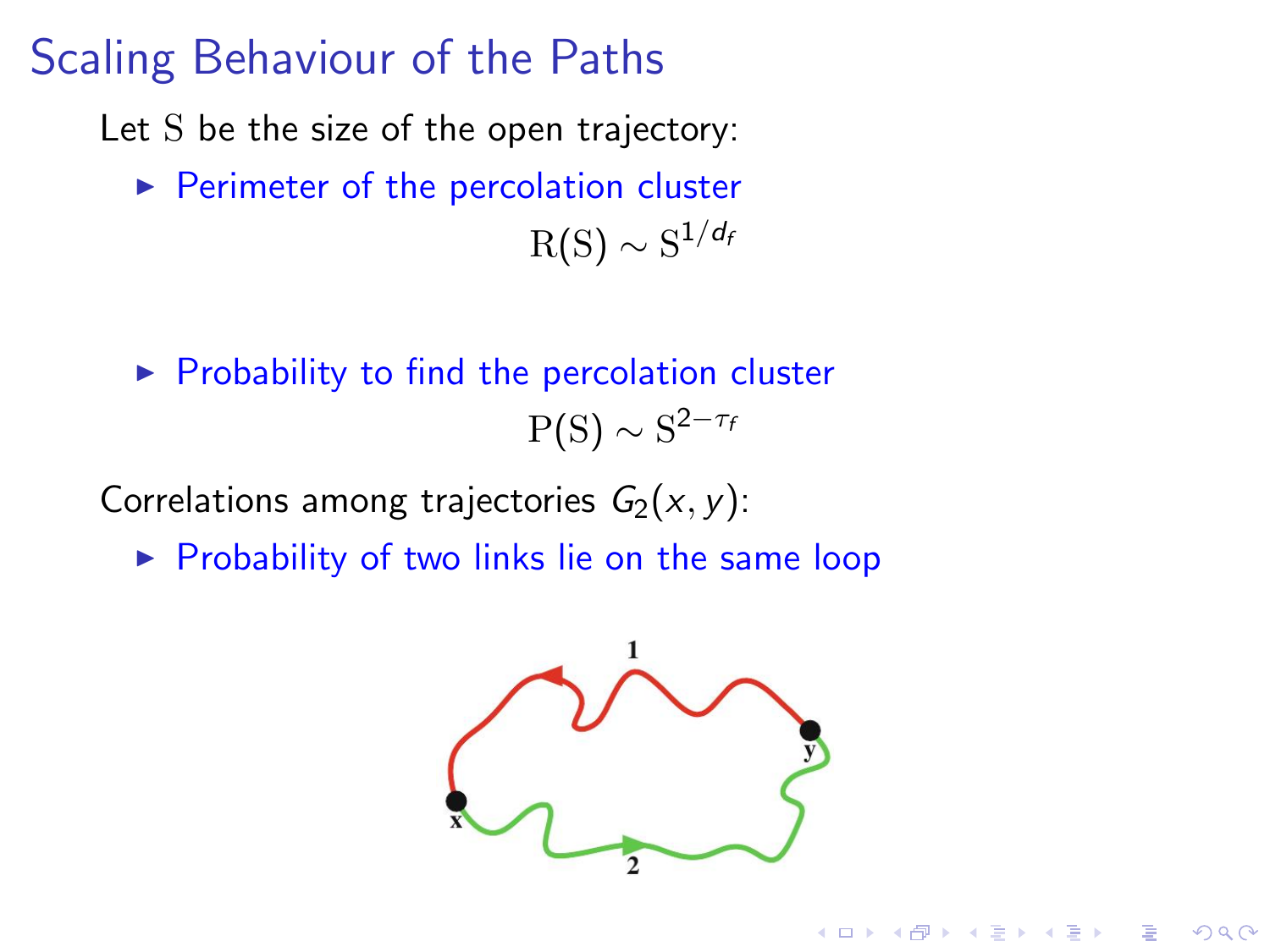# Scaling Behaviour of the Paths

Let $\mathrm{S}$ be the size of the open trajectory:

- Perimeter of the percolation cluster

$$\mathrm{R(S)} \sim \mathrm{S}^{1/d_f}$$

- Probability to find the percolation cluster

$$\mathrm{P(S)} \sim \mathrm{S}^{2-\tau_f}$$

Correlations among trajectories $G_2(x, y)$:

- Probability of two links lie on the same loop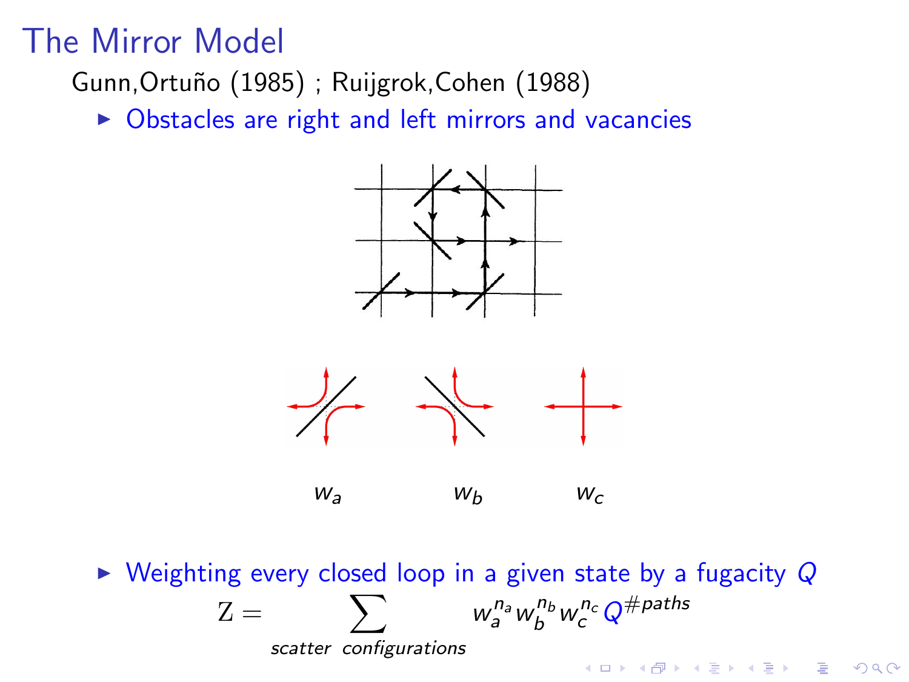# The Mirror Model

Gunn,Ortuño (1985) ; Ruijgrok,Cohen (1988)

- Obstacles are right and left mirrors and vacancies

$w_a$ $w_b$ $w_c$

- Weighting every closed loop in a given state by a fugacity $Q$

$$\mathrm{Z} = \sum_{\textit{scatter configurations}} w_a^{n_a} w_b^{n_b} w_c^{n_c} Q^{\#paths}$$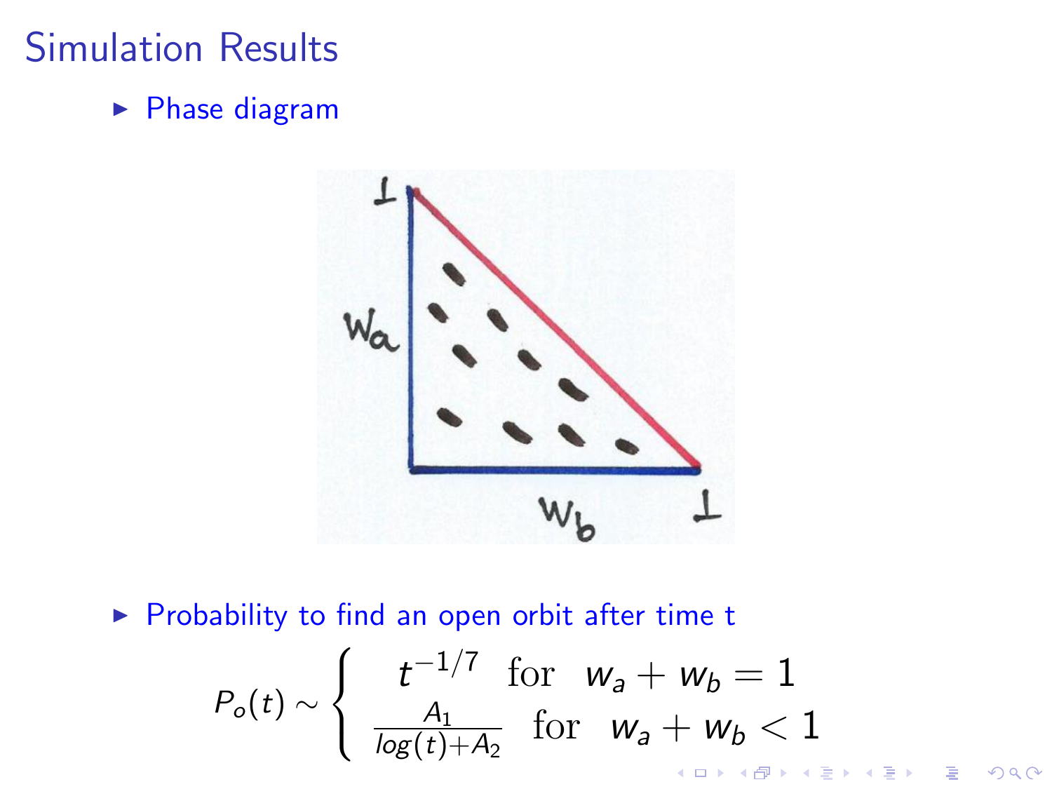# Simulation Results

- Phase diagram

- Probability to find an open orbit after time t

$$P_o(t) \sim \begin{cases} t^{-1/7} & \text{for} \quad w_a + w_b = 1 \\ \frac{A_1}{log(t)+A_2} & \text{for} \quad w_a + w_b < 1 \end{cases}$$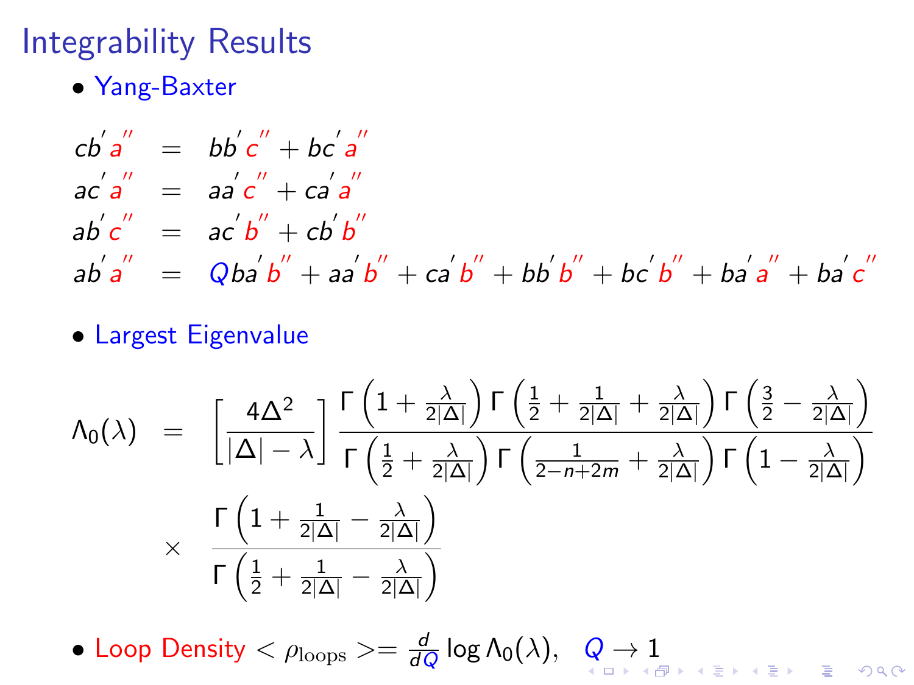# Integrability Results

- Yang-Baxter

$$
\begin{aligned}
cb'a'' &= bb'c'' + bc'a'' \\
ac'a'' &= aa'c'' + ca'a'' \\
ab'c'' &= ac'b'' + cb'b'' \\
ab'a'' &= Qba'b'' + aa'b'' + ca'b'' + bb'b'' + bc'b'' + ba'a'' + ba'c''
\end{aligned}
$$

- Largest Eigenvalue

$$
\begin{aligned}
\Lambda_0(\lambda) &= \left[\frac{4\Delta^2}{|\Delta| - \lambda}\right] \frac{\Gamma\left(1 + \frac{\lambda}{2|\Delta|}\right)\Gamma\left(\frac{1}{2} + \frac{1}{2|\Delta|} + \frac{\lambda}{2|\Delta|}\right)\Gamma\left(\frac{3}{2} - \frac{\lambda}{2|\Delta|}\right)}{\Gamma\left(\frac{1}{2} + \frac{\lambda}{2|\Delta|}\right)\Gamma\left(\frac{1}{2-n+2m} + \frac{\lambda}{2|\Delta|}\right)\Gamma\left(1 - \frac{\lambda}{2|\Delta|}\right)} \\
&\times \quad \frac{\Gamma\left(1 + \frac{1}{2|\Delta|} - \frac{\lambda}{2|\Delta|}\right)}{\Gamma\left(\frac{1}{2} + \frac{1}{2|\Delta|} - \frac{\lambda}{2|\Delta|}\right)}
\end{aligned}
$$

- Loop Density $< \rho_{\text{loops}} >= \frac{d}{dQ} \log \Lambda_0(\lambda), \quad Q \to 1$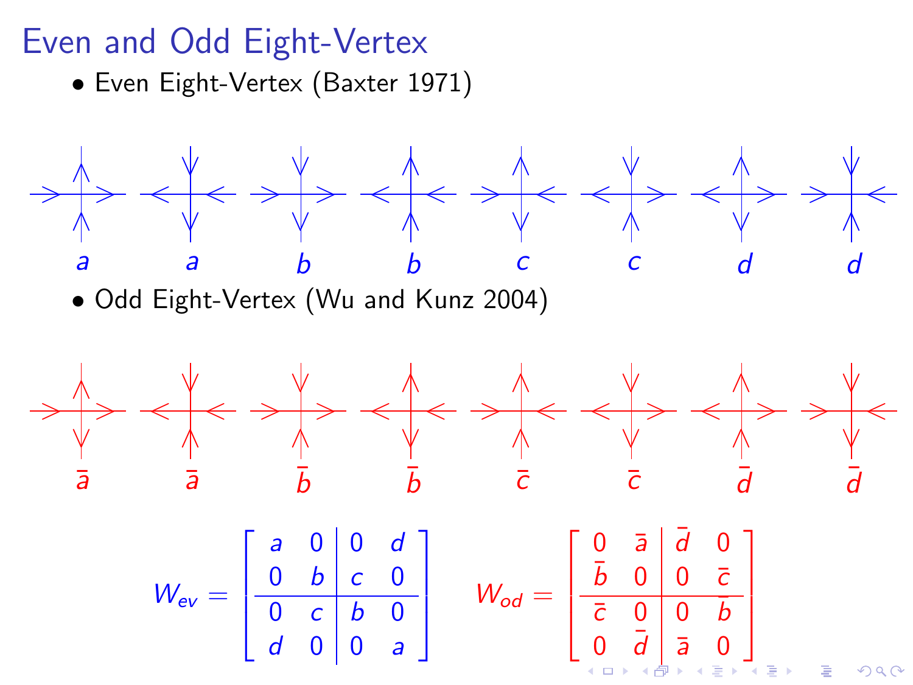# Even and Odd Eight-Vertex

- Even Eight-Vertex (Baxter 1971)

$a$ $a$ $b$ $b$ $c$ $c$ $d$ $d$

- Odd Eight-Vertex (Wu and Kunz 2004)

$\bar{a}$ $\bar{a}$ $\bar{b}$ $\bar{b}$ $\bar{c}$ $\bar{c}$ $\bar{d}$ $\bar{d}$

$$W_{ev} = \left[\begin{array}{cc|cc} a & 0 & 0 & d \\ 0 & b & c & 0 \\ \hline 0 & c & b & 0 \\ d & 0 & 0 & a \end{array}\right] \qquad W_{od} = \left[\begin{array}{cc|cc} 0 & \bar{a} & \bar{d} & 0 \\ \bar{b} & 0 & 0 & \bar{c} \\ \hline \bar{c} & 0 & 0 & \bar{b} \\ 0 & \bar{d} & \bar{a} & 0 \end{array}\right]$$